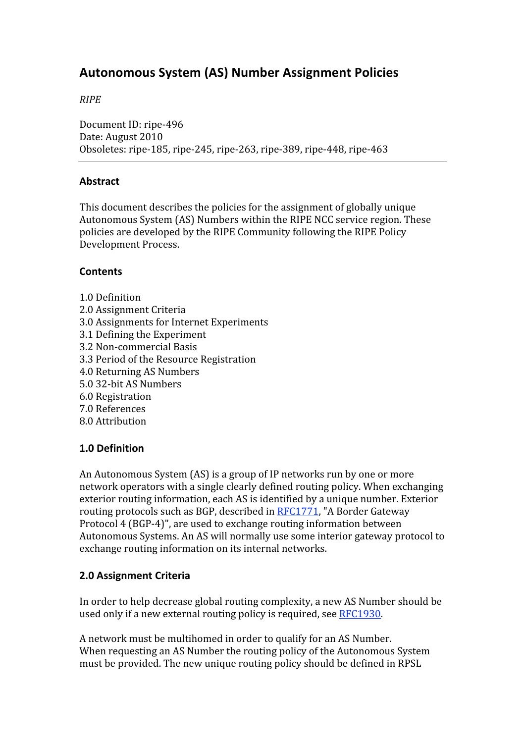# Autonomous System (AS) Number Assignment Policies

*RIPE*

Document ID: ripe-496
Date: August 2010
Obsoletes: ripe-185, ripe-245, ripe-263, ripe-389, ripe-448, ripe-463

---

### Abstract

This document describes the policies for the assignment of globally unique Autonomous System (AS) Numbers within the RIPE NCC service region. These policies are developed by the RIPE Community following the RIPE Policy Development Process.

### Contents

1.0 Definition
2.0 Assignment Criteria
3.0 Assignments for Internet Experiments
3.1 Defining the Experiment
3.2 Non-commercial Basis
3.3 Period of the Resource Registration
4.0 Returning AS Numbers
5.0 32-bit AS Numbers
6.0 Registration
7.0 References
8.0 Attribution

### 1.0 Definition

An Autonomous System (AS) is a group of IP networks run by one or more network operators with a single clearly defined routing policy. When exchanging exterior routing information, each AS is identified by a unique number. Exterior routing protocols such as BGP, described in [RFC1771](RFC1771), "A Border Gateway Protocol 4 (BGP-4)", are used to exchange routing information between Autonomous Systems. An AS will normally use some interior gateway protocol to exchange routing information on its internal networks.

### 2.0 Assignment Criteria

In order to help decrease global routing complexity, a new AS Number should be used only if a new external routing policy is required, see [RFC1930](RFC1930).

A network must be multihomed in order to qualify for an AS Number.
When requesting an AS Number the routing policy of the Autonomous System must be provided. The new unique routing policy should be defined in RPSL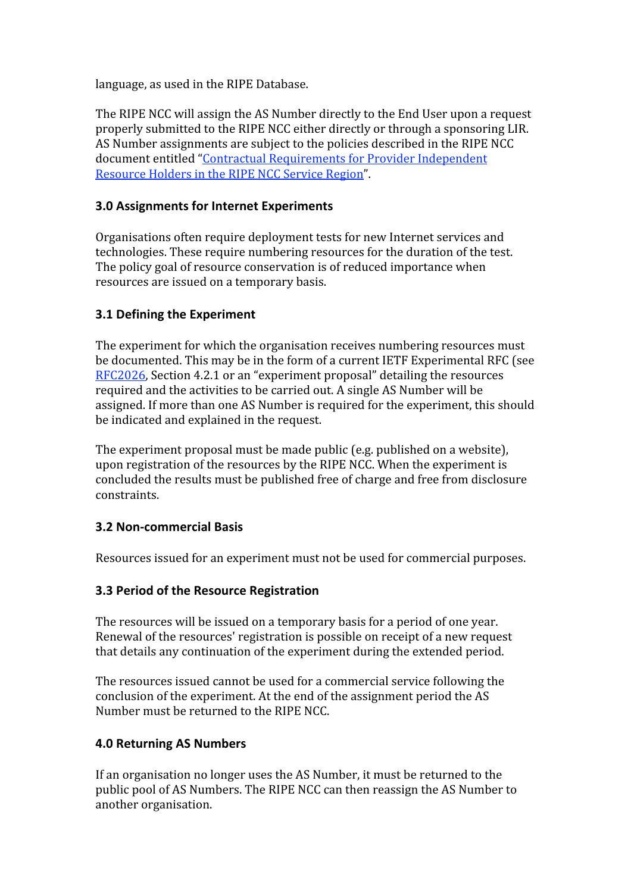language, as used in the RIPE Database.

The RIPE NCC will assign the AS Number directly to the End User upon a request properly submitted to the RIPE NCC either directly or through a sponsoring LIR. AS Number assignments are subject to the policies described in the RIPE NCC document entitled "[Contractual Requirements for Provider Independent Resource Holders in the RIPE NCC Service Region]".

### 3.0 Assignments for Internet Experiments

Organisations often require deployment tests for new Internet services and technologies. These require numbering resources for the duration of the test. The policy goal of resource conservation is of reduced importance when resources are issued on a temporary basis.

### 3.1 Defining the Experiment

The experiment for which the organisation receives numbering resources must be documented. This may be in the form of a current IETF Experimental RFC (see [RFC2026], Section 4.2.1 or an "experiment proposal" detailing the resources required and the activities to be carried out. A single AS Number will be assigned. If more than one AS Number is required for the experiment, this should be indicated and explained in the request.

The experiment proposal must be made public (e.g. published on a website), upon registration of the resources by the RIPE NCC. When the experiment is concluded the results must be published free of charge and free from disclosure constraints.

### 3.2 Non-commercial Basis

Resources issued for an experiment must not be used for commercial purposes.

### 3.3 Period of the Resource Registration

The resources will be issued on a temporary basis for a period of one year. Renewal of the resources' registration is possible on receipt of a new request that details any continuation of the experiment during the extended period.

The resources issued cannot be used for a commercial service following the conclusion of the experiment. At the end of the assignment period the AS Number must be returned to the RIPE NCC.

### 4.0 Returning AS Numbers

If an organisation no longer uses the AS Number, it must be returned to the public pool of AS Numbers. The RIPE NCC can then reassign the AS Number to another organisation.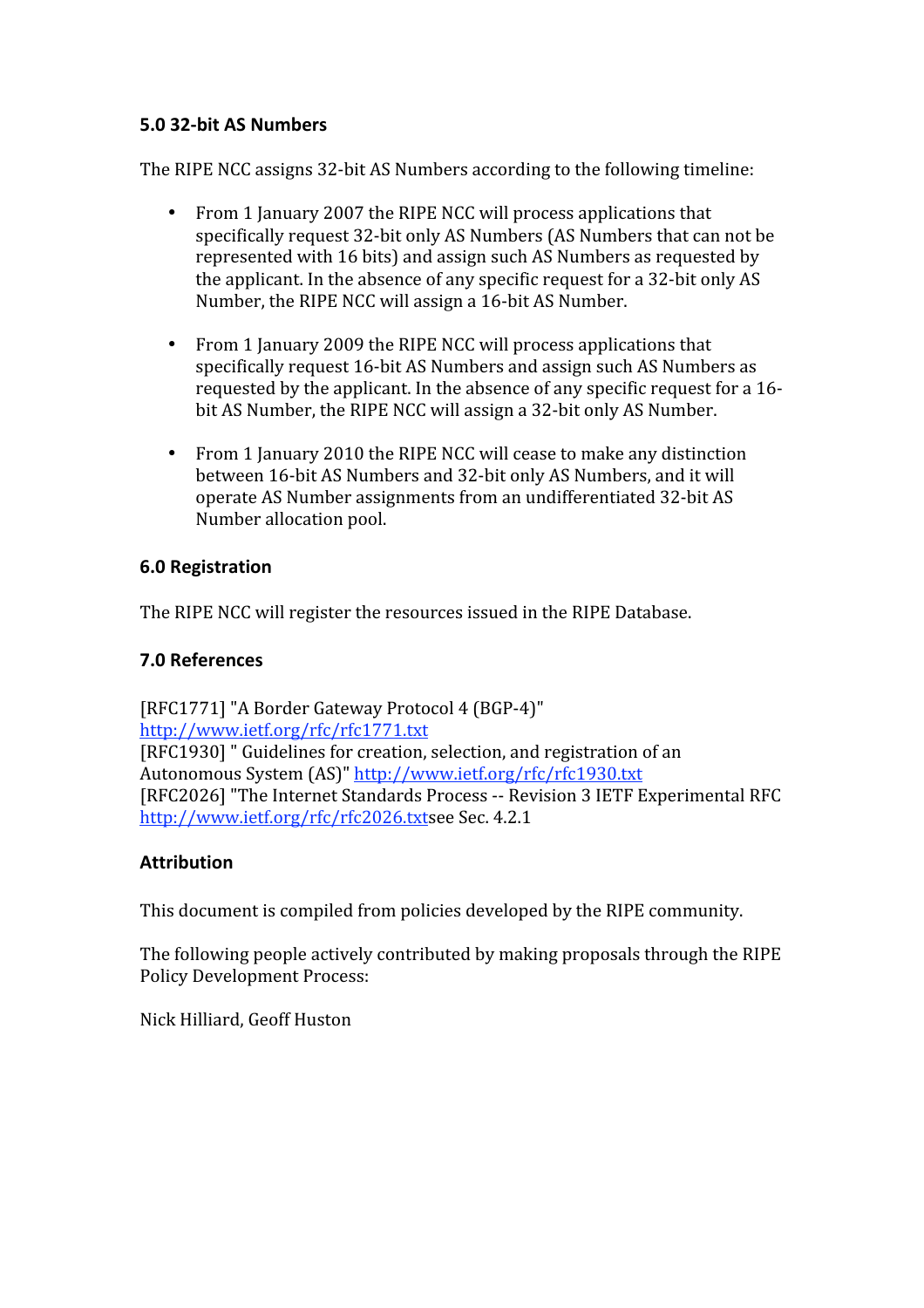### 5.0 32-bit AS Numbers

The RIPE NCC assigns 32-bit AS Numbers according to the following timeline:

- From 1 January 2007 the RIPE NCC will process applications that specifically request 32-bit only AS Numbers (AS Numbers that can not be represented with 16 bits) and assign such AS Numbers as requested by the applicant. In the absence of any specific request for a 32-bit only AS Number, the RIPE NCC will assign a 16-bit AS Number.

- From 1 January 2009 the RIPE NCC will process applications that specifically request 16-bit AS Numbers and assign such AS Numbers as requested by the applicant. In the absence of any specific request for a 16-bit AS Number, the RIPE NCC will assign a 32-bit only AS Number.

- From 1 January 2010 the RIPE NCC will cease to make any distinction between 16-bit AS Numbers and 32-bit only AS Numbers, and it will operate AS Number assignments from an undifferentiated 32-bit AS Number allocation pool.

### 6.0 Registration

The RIPE NCC will register the resources issued in the RIPE Database.

### 7.0 References

[RFC1771] "A Border Gateway Protocol 4 (BGP-4)" http://www.ietf.org/rfc/rfc1771.txt
[RFC1930] " Guidelines for creation, selection, and registration of an Autonomous System (AS)" http://www.ietf.org/rfc/rfc1930.txt
[RFC2026] "The Internet Standards Process -- Revision 3 IETF Experimental RFC http://www.ietf.org/rfc/rfc2026.txtsee Sec. 4.2.1

### Attribution

This document is compiled from policies developed by the RIPE community.

The following people actively contributed by making proposals through the RIPE Policy Development Process:

Nick Hilliard, Geoff Huston